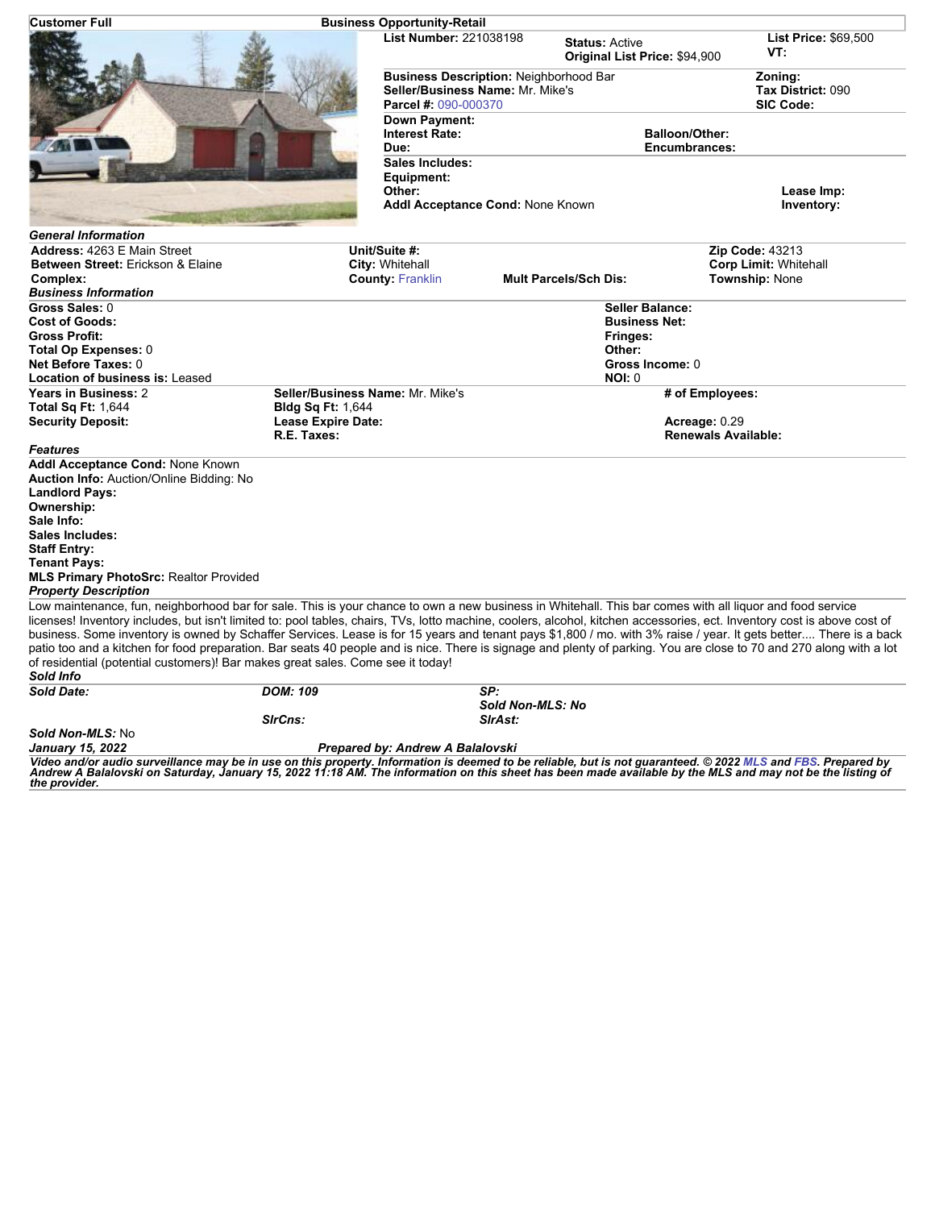**Customer Full** | **Business Opportunity-Retail**

**List Number:** 221038198 | **Status:** Active | **List Price:** $69,500
**Original List Price:** $94,900 | **VT:**

**Business Description:** Neighborhood Bar
**Seller/Business Name:** Mr. Mike's
**Parcel #:** 090-000370
**Zoning:**
**Tax District:** 090
**SIC Code:**

**Down Payment:**
**Interest Rate:**
**Due:**
**Balloon/Other:**
**Encumbrances:**

**Sales Includes:**
**Equipment:**
**Other:**
**Addl Acceptance Cond:** None Known
**Lease Imp:**
**Inventory:**

### *General Information*

| | | | |
|---|---|---|---|
| **Address:** 4263 E Main Street | **Unit/Suite #:** | | **Zip Code:** 43213 |
| **Between Street:** Erickson & Elaine | **City:** Whitehall | | **Corp Limit:** Whitehall |
| **Complex:** | **County:** Franklin | **Mult Parcels/Sch Dis:** | **Township:** None |

### *Business Information*

| | |
|---|---|
| **Gross Sales:** 0 | **Seller Balance:** |
| **Cost of Goods:** | **Business Net:** |
| **Gross Profit:** | **Fringes:** |
| **Total Op Expenses:** 0 | **Other:** |
| **Net Before Taxes:** 0 | **Gross Income:** 0 |
| **Location of business is:** Leased | **NOI:** 0 |

| | | |
|---|---|---|
| **Years in Business:** 2 | **Seller/Business Name:** Mr. Mike's | **# of Employees:** |
| **Total Sq Ft:** 1,644 | **Bldg Sq Ft:** 1,644 | |
| **Security Deposit:** | **Lease Expire Date:** | **Acreage:** 0.29 |
| | **R.E. Taxes:** | **Renewals Available:** |

### *Features*

**Addl Acceptance Cond:** None Known
**Auction Info:** Auction/Online Bidding: No
**Landlord Pays:**
**Ownership:**
**Sale Info:**
**Sales Includes:**
**Staff Entry:**
**Tenant Pays:**
**MLS Primary PhotoSrc:** Realtor Provided

### *Property Description*

Low maintenance, fun, neighborhood bar for sale. This is your chance to own a new business in Whitehall. This bar comes with all liquor and food service licenses! Inventory includes, but isn't limited to: pool tables, chairs, TVs, lotto machine, coolers, alcohol, kitchen accessories, ect. Inventory cost is above cost of business. Some inventory is owned by Schaffer Services. Lease is for 15 years and tenant pays $1,800 / mo. with 3% raise / year. It gets better.... There is a back patio too and a kitchen for food preparation. Bar seats 40 people and is nice. There is signage and plenty of parking. You are close to 70 and 270 along with a lot of residential (potential customers)! Bar makes great sales. Come see it today!

### *Sold Info*

| | | |
|---|---|---|
| ***Sold Date:*** | ***DOM:*** 109 | ***SP:*** |
| | | ***Sold Non-MLS:*** No |
| | ***SlrCns:*** | ***SlrAst:*** |

***Sold Non-MLS:*** No

***January 15, 2022*** | ***Prepared by: Andrew A Balalovski***

***Video and/or audio surveillance may be in use on this property. Information is deemed to be reliable, but is not guaranteed. © 2022 MLS and FBS. Prepared by Andrew A Balalovski on Saturday, January 15, 2022 11:18 AM. The information on this sheet has been made available by the MLS and may not be the listing of the provider.***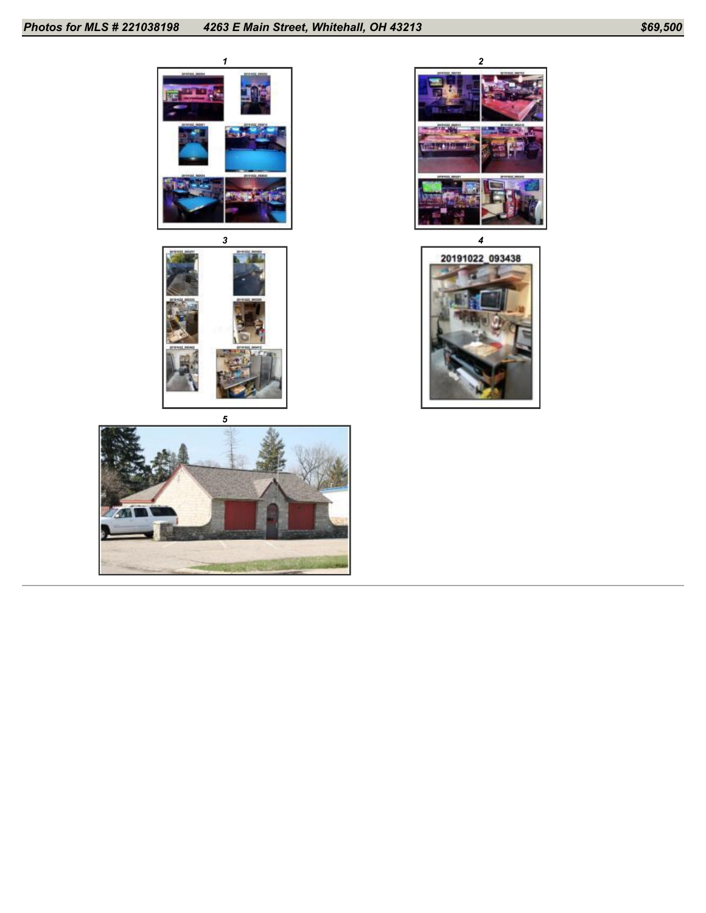## Photos for MLS # 221038198 4263 E Main Street, Whitehall, OH 43213 $69,500

1

2

3

4

5